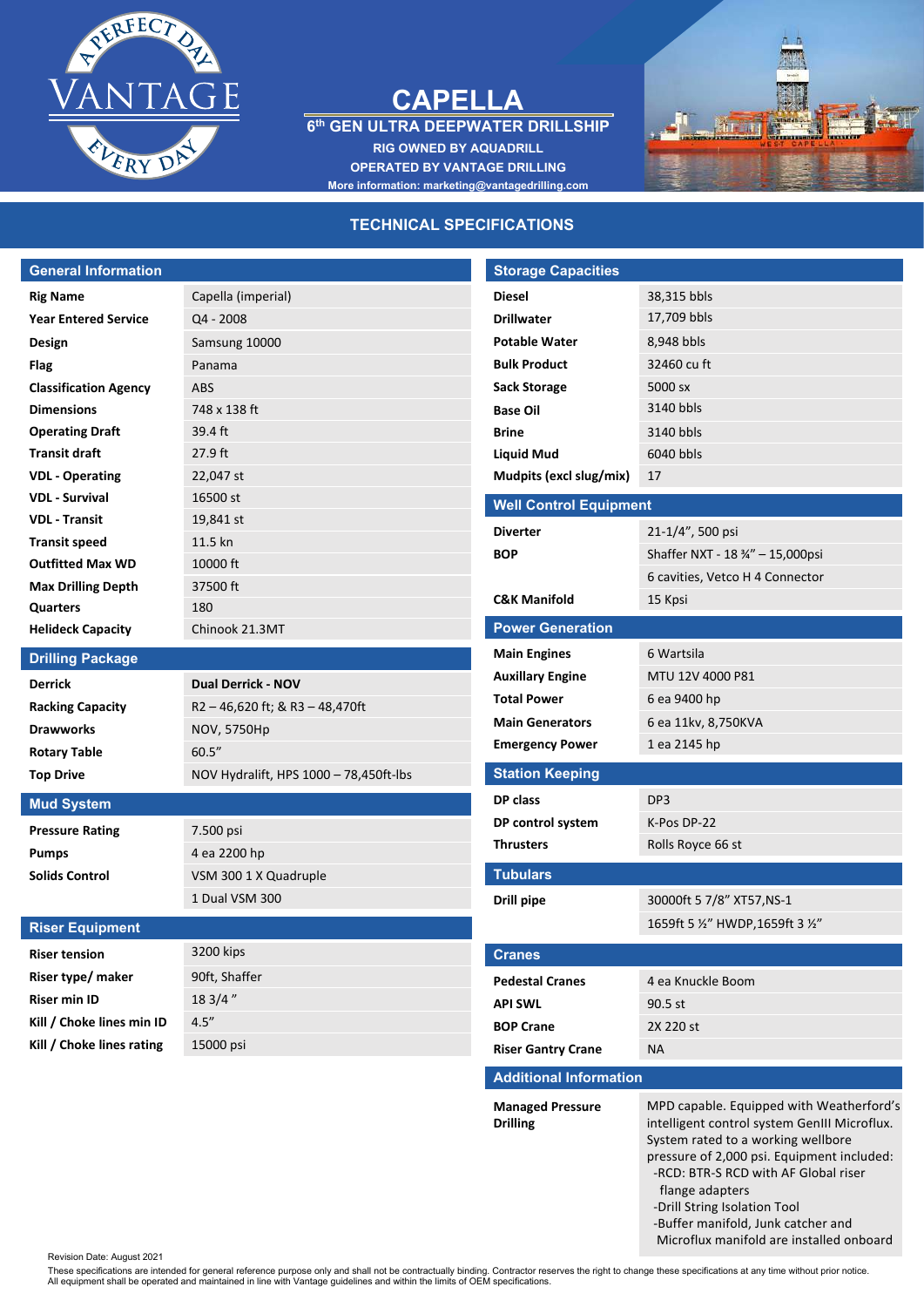# CAPELLA

**6th GEN ULTRA DEEPWATER DRILLSHIP**

**RIG OWNED BY AQUADRILL**

**OPERATED BY VANTAGE DRILLING**

**More information: marketing@vantagedrilling.com**

## TECHNICAL SPECIFICATIONS

### General Information

| | |
|---|---|
| **Rig Name** | Capella (imperial) |
| **Year Entered Service** | Q4 - 2008 |
| **Design** | Samsung 10000 |
| **Flag** | Panama |
| **Classification Agency** | ABS |
| **Dimensions** | 748 x 138 ft |
| **Operating Draft** | 39.4 ft |
| **Transit draft** | 27.9 ft |
| **VDL - Operating** | 22,047 st |
| **VDL - Survival** | 16500 st |
| **VDL - Transit** | 19,841 st |
| **Transit speed** | 11.5 kn |
| **Outfitted Max WD** | 10000 ft |
| **Max Drilling Depth** | 37500 ft |
| **Quarters** | 180 |
| **Helideck Capacity** | Chinook 21.3MT |

### Drilling Package

| | |
|---|---|
| **Derrick** | **Dual Derrick - NOV** |
| **Racking Capacity** | R2 – 46,620 ft; & R3 – 48,470ft |
| **Drawworks** | NOV, 5750Hp |
| **Rotary Table** | 60.5” |
| **Top Drive** | NOV Hydralift, HPS 1000 – 78,450ft-lbs |

### Mud System

| | |
|---|---|
| **Pressure Rating** | 7.500 psi |
| **Pumps** | 4 ea 2200 hp |
| **Solids Control** | VSM 300 1 X Quadruple |
| | 1 Dual VSM 300 |

### Riser Equipment

| | |
|---|---|
| **Riser tension** | 3200 kips |
| **Riser type/ maker** | 90ft, Shaffer |
| **Riser min ID** | 18 3/4 ” |
| **Kill / Choke lines min ID** | 4.5” |
| **Kill / Choke lines rating** | 15000 psi |

### Storage Capacities

| | |
|---|---|
| **Diesel** | 38,315 bbls |
| **Drillwater** | 17,709 bbls |
| **Potable Water** | 8,948 bbls |
| **Bulk Product** | 32460 cu ft |
| **Sack Storage** | 5000 sx |
| **Base Oil** | 3140 bbls |
| **Brine** | 3140 bbls |
| **Liquid Mud** | 6040 bbls |
| **Mudpits (excl slug/mix)** | 17 |

### Well Control Equipment

| | |
|---|---|
| **Diverter** | 21-1/4”, 500 psi |
| **BOP** | Shaffer NXT - 18 ¾” – 15,000psi |
| | 6 cavities, Vetco H 4 Connector |
| **C&K Manifold** | 15 Kpsi |

### Power Generation

| | |
|---|---|
| **Main Engines** | 6 Wartsila |
| **Auxillary Engine** | MTU 12V 4000 P81 |
| **Total Power** | 6 ea 9400 hp |
| **Main Generators** | 6 ea 11kv, 8,750KVA |
| **Emergency Power** | 1 ea 2145 hp |

### Station Keeping

| | |
|---|---|
| **DP class** | DP3 |
| **DP control system** | K-Pos DP-22 |
| **Thrusters** | Rolls Royce 66 st |

### Tubulars

| | |
|---|---|
| **Drill pipe** | 30000ft 5 7/8” XT57,NS-1 |
| | 1659ft 5 ½” HWDP,1659ft 3 ½” |

### Cranes

| | |
|---|---|
| **Pedestal Cranes** | 4 ea Knuckle Boom |
| **API SWL** | 90.5 st |
| **BOP Crane** | 2X 220 st |
| **Riser Gantry Crane** | NA |

### Additional Information

| | |
|---|---|
| **Managed Pressure Drilling** | MPD capable. Equipped with Weatherford’s intelligent control system GenIII Microflux. System rated to a working wellbore pressure of 2,000 psi. Equipment included: -RCD: BTR-S RCD with AF Global riser flange adapters -Drill String Isolation Tool -Buffer manifold, Junk catcher and Microflux manifold are installed onboard |

Revision Date: August 2021

These specifications are intended for general reference purpose only and shall not be contractually binding. Contractor reserves the right to change these specifications at any time without prior notice. All equipment shall be operated and maintained in line with Vantage guidelines and within the limits of OEM specifications.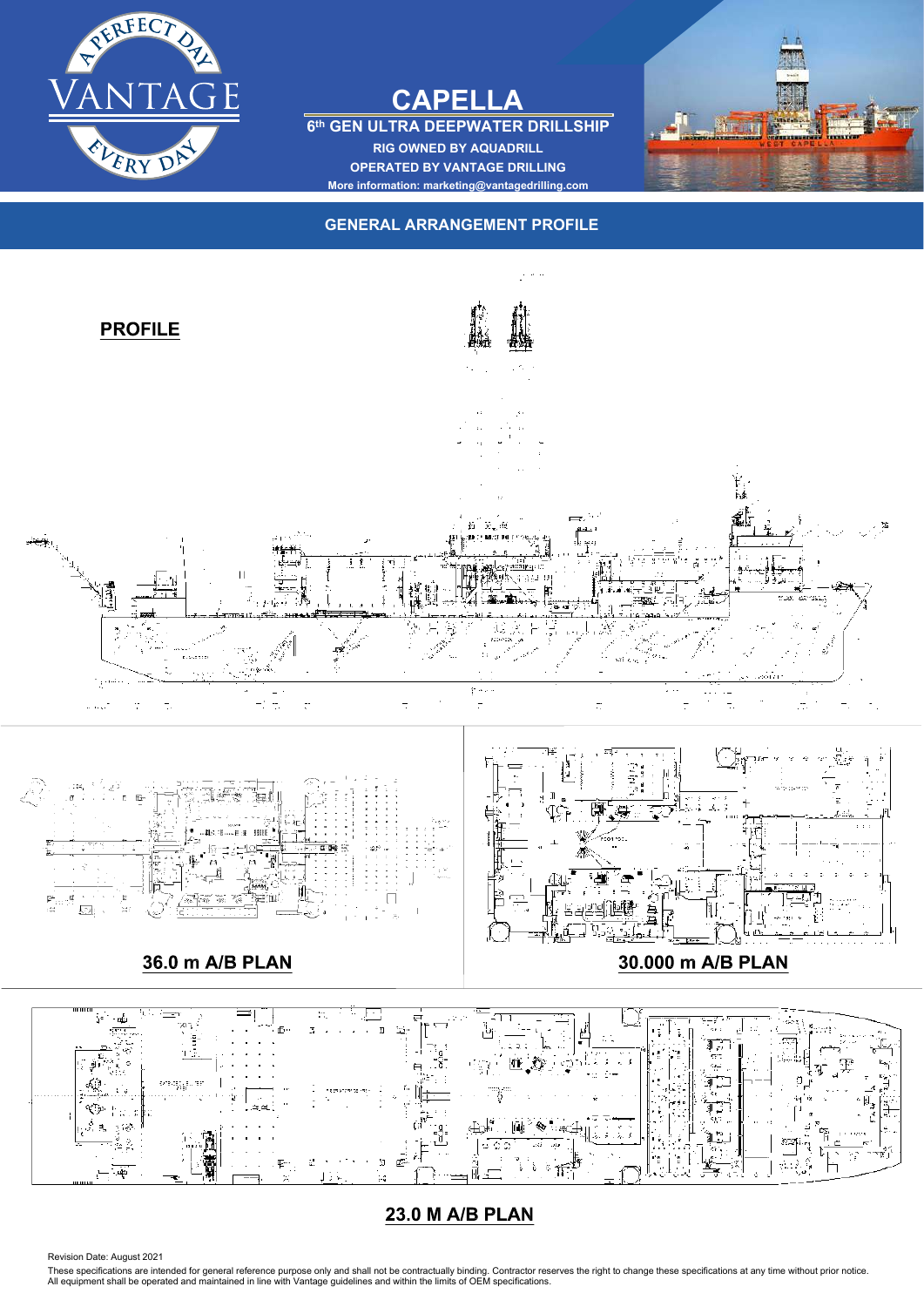# CAPELLA

## 6th GEN ULTRA DEEPWATER DRILLSHIP

**RIG OWNED BY AQUADRILL**

**OPERATED BY VANTAGE DRILLING**

**More information: marketing@vantagedrilling.com**

## GENERAL ARRANGEMENT PROFILE

**PROFILE**

**36.0 m A/B PLAN**

**30.000 m A/B PLAN**

**23.0 M A/B PLAN**

Revision Date: August 2021

These specifications are intended for general reference purpose only and shall not be contractually binding. Contractor reserves the right to change these specifications at any time without prior notice. All equipment shall be operated and maintained in line with Vantage guidelines and within the limits of OEM specifications.